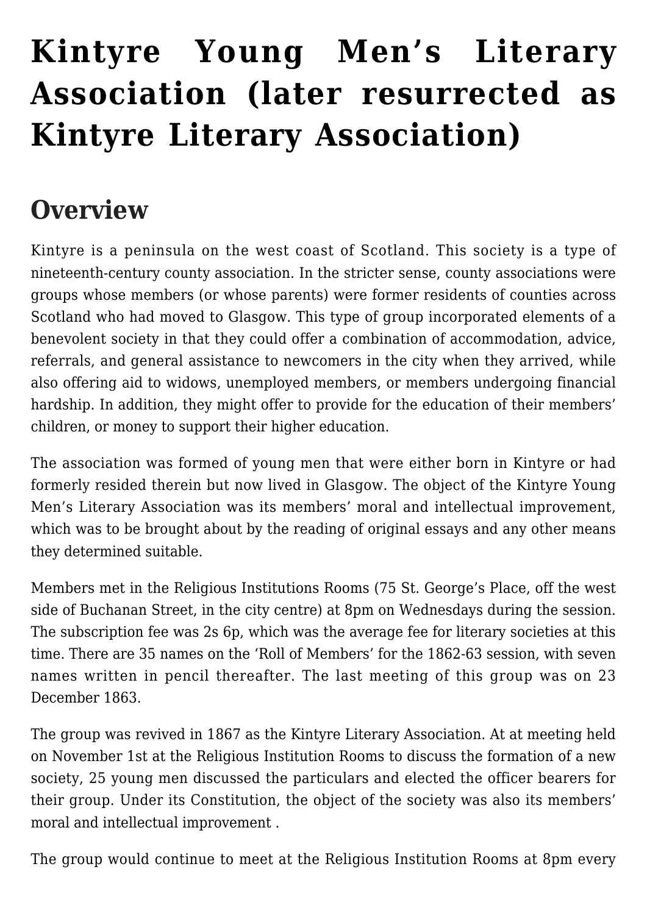# Kintyre Young Men's Literary Association (later resurrected as Kintyre Literary Association)

## Overview

Kintyre is a peninsula on the west coast of Scotland. This society is a type of nineteenth-century county association. In the stricter sense, county associations were groups whose members (or whose parents) were former residents of counties across Scotland who had moved to Glasgow. This type of group incorporated elements of a benevolent society in that they could offer a combination of accommodation, advice, referrals, and general assistance to newcomers in the city when they arrived, while also offering aid to widows, unemployed members, or members undergoing financial hardship. In addition, they might offer to provide for the education of their members' children, or money to support their higher education.

The association was formed of young men that were either born in Kintyre or had formerly resided therein but now lived in Glasgow. The object of the Kintyre Young Men's Literary Association was its members' moral and intellectual improvement, which was to be brought about by the reading of original essays and any other means they determined suitable.

Members met in the Religious Institutions Rooms (75 St. George's Place, off the west side of Buchanan Street, in the city centre) at 8pm on Wednesdays during the session. The subscription fee was 2s 6p, which was the average fee for literary societies at this time. There are 35 names on the 'Roll of Members' for the 1862-63 session, with seven names written in pencil thereafter. The last meeting of this group was on 23 December 1863.

The group was revived in 1867 as the Kintyre Literary Association. At at meeting held on November 1st at the Religious Institution Rooms to discuss the formation of a new society, 25 young men discussed the particulars and elected the officer bearers for their group. Under its Constitution, the object of the society was also its members' moral and intellectual improvement .

The group would continue to meet at the Religious Institution Rooms at 8pm every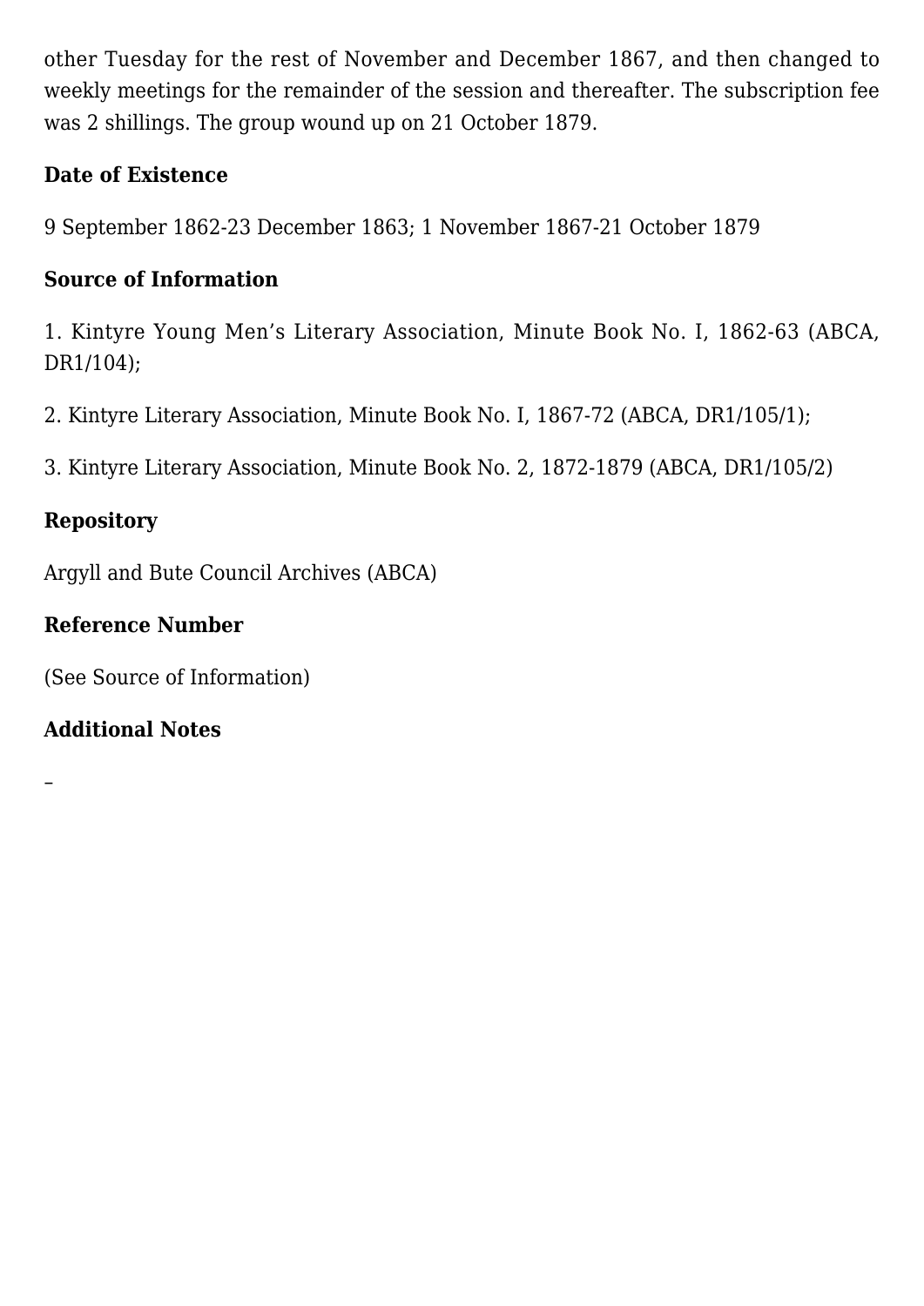other Tuesday for the rest of November and December 1867, and then changed to weekly meetings for the remainder of the session and thereafter. The subscription fee was 2 shillings. The group wound up on 21 October 1879.

**Date of Existence**

9 September 1862-23 December 1863; 1 November 1867-21 October 1879

**Source of Information**

1. Kintyre Young Men's Literary Association, Minute Book No. I, 1862-63 (ABCA, DR1/104);

2. Kintyre Literary Association, Minute Book No. I, 1867-72 (ABCA, DR1/105/1);

3. Kintyre Literary Association, Minute Book No. 2, 1872-1879 (ABCA, DR1/105/2)

**Repository**

Argyll and Bute Council Archives (ABCA)

**Reference Number**

(See Source of Information)

**Additional Notes**

–